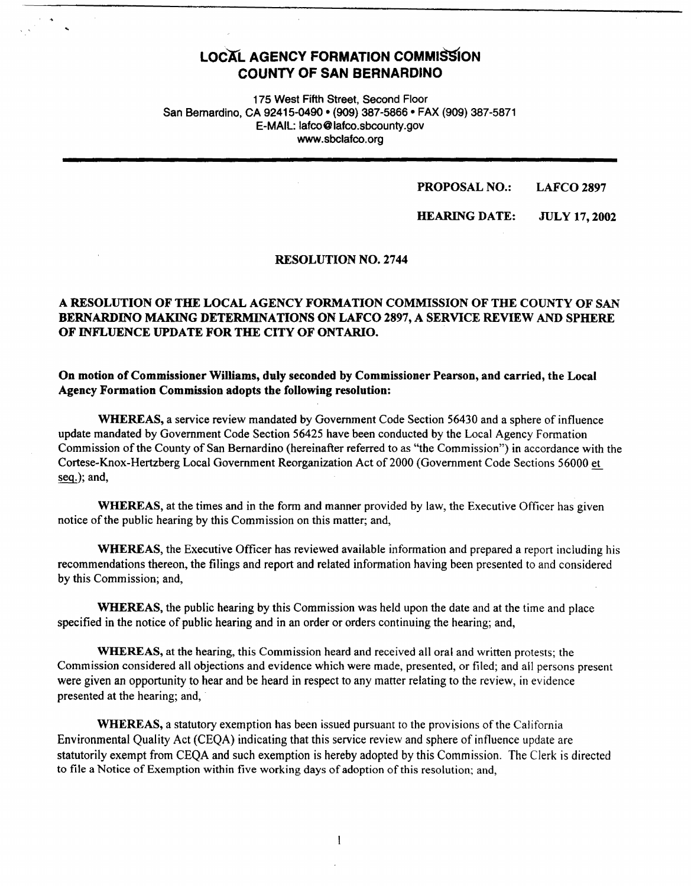# LOCAL AGENCY FORMATION COMMISSION
# COUNTY OF SAN BERNARDINO

175 West Fifth Street, Second Floor
San Bernardino, CA 92415-0490 • (909) 387-5866 • FAX (909) 387-5871
E-MAIL: lafco@lafco.sbcounty.gov
www.sbclafco.org

**PROPOSAL NO.: LAFCO 2897**

**HEARING DATE: JULY 17, 2002**

**RESOLUTION NO. 2744**

**A RESOLUTION OF THE LOCAL AGENCY FORMATION COMMISSION OF THE COUNTY OF SAN BERNARDINO MAKING DETERMINATIONS ON LAFCO 2897, A SERVICE REVIEW AND SPHERE OF INFLUENCE UPDATE FOR THE CITY OF ONTARIO.**

**On motion of Commissioner Williams, duly seconded by Commissioner Pearson, and carried, the Local Agency Formation Commission adopts the following resolution:**

**WHEREAS,** a service review mandated by Government Code Section 56430 and a sphere of influence update mandated by Government Code Section 56425 have been conducted by the Local Agency Formation Commission of the County of San Bernardino (hereinafter referred to as "the Commission") in accordance with the Cortese-Knox-Hertzberg Local Government Reorganization Act of 2000 (Government Code Sections 56000 et seq.); and,

**WHEREAS,** at the times and in the form and manner provided by law, the Executive Officer has given notice of the public hearing by this Commission on this matter; and,

**WHEREAS,** the Executive Officer has reviewed available information and prepared a report including his recommendations thereon, the filings and report and related information having been presented to and considered by this Commission; and,

**WHEREAS,** the public hearing by this Commission was held upon the date and at the time and place specified in the notice of public hearing and in an order or orders continuing the hearing; and,

**WHEREAS,** at the hearing, this Commission heard and received all oral and written protests; the Commission considered all objections and evidence which were made, presented, or filed; and all persons present were given an opportunity to hear and be heard in respect to any matter relating to the review, in evidence presented at the hearing; and,

**WHEREAS,** a statutory exemption has been issued pursuant to the provisions of the California Environmental Quality Act (CEQA) indicating that this service review and sphere of influence update are statutorily exempt from CEQA and such exemption is hereby adopted by this Commission. The Clerk is directed to file a Notice of Exemption within five working days of adoption of this resolution; and,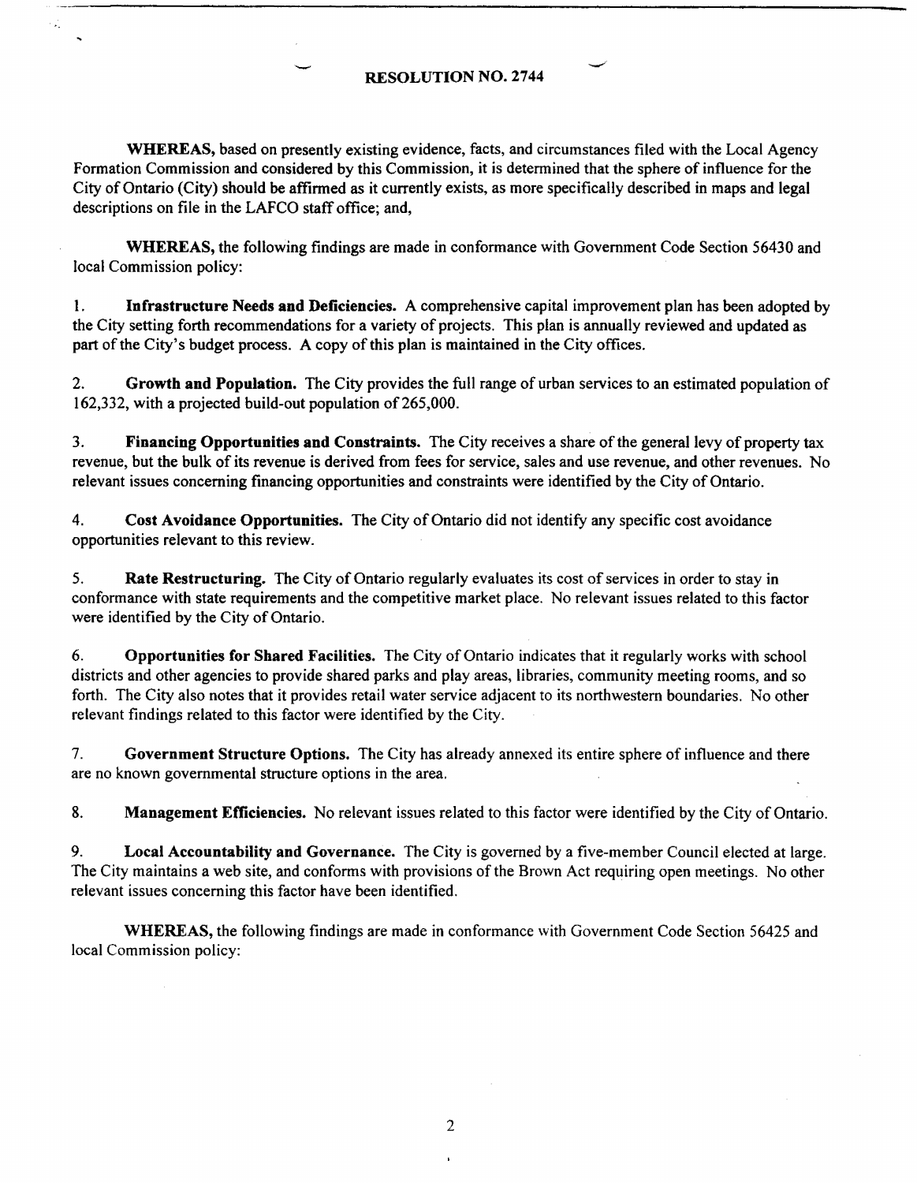## RESOLUTION NO. 2744

**WHEREAS,** based on presently existing evidence, facts, and circumstances filed with the Local Agency Formation Commission and considered by this Commission, it is determined that the sphere of influence for the City of Ontario (City) should be affirmed as it currently exists, as more specifically described in maps and legal descriptions on file in the LAFCO staff office; and,

**WHEREAS,** the following findings are made in conformance with Government Code Section 56430 and local Commission policy:

1. **Infrastructure Needs and Deficiencies.** A comprehensive capital improvement plan has been adopted by the City setting forth recommendations for a variety of projects. This plan is annually reviewed and updated as part of the City's budget process. A copy of this plan is maintained in the City offices.

2. **Growth and Population.** The City provides the full range of urban services to an estimated population of 162,332, with a projected build-out population of 265,000.

3. **Financing Opportunities and Constraints.** The City receives a share of the general levy of property tax revenue, but the bulk of its revenue is derived from fees for service, sales and use revenue, and other revenues. No relevant issues concerning financing opportunities and constraints were identified by the City of Ontario.

4. **Cost Avoidance Opportunities.** The City of Ontario did not identify any specific cost avoidance opportunities relevant to this review.

5. **Rate Restructuring.** The City of Ontario regularly evaluates its cost of services in order to stay in conformance with state requirements and the competitive market place. No relevant issues related to this factor were identified by the City of Ontario.

6. **Opportunities for Shared Facilities.** The City of Ontario indicates that it regularly works with school districts and other agencies to provide shared parks and play areas, libraries, community meeting rooms, and so forth. The City also notes that it provides retail water service adjacent to its northwestern boundaries. No other relevant findings related to this factor were identified by the City.

7. **Government Structure Options.** The City has already annexed its entire sphere of influence and there are no known governmental structure options in the area.

8. **Management Efficiencies.** No relevant issues related to this factor were identified by the City of Ontario.

9. **Local Accountability and Governance.** The City is governed by a five-member Council elected at large. The City maintains a web site, and conforms with provisions of the Brown Act requiring open meetings. No other relevant issues concerning this factor have been identified.

**WHEREAS,** the following findings are made in conformance with Government Code Section 56425 and local Commission policy: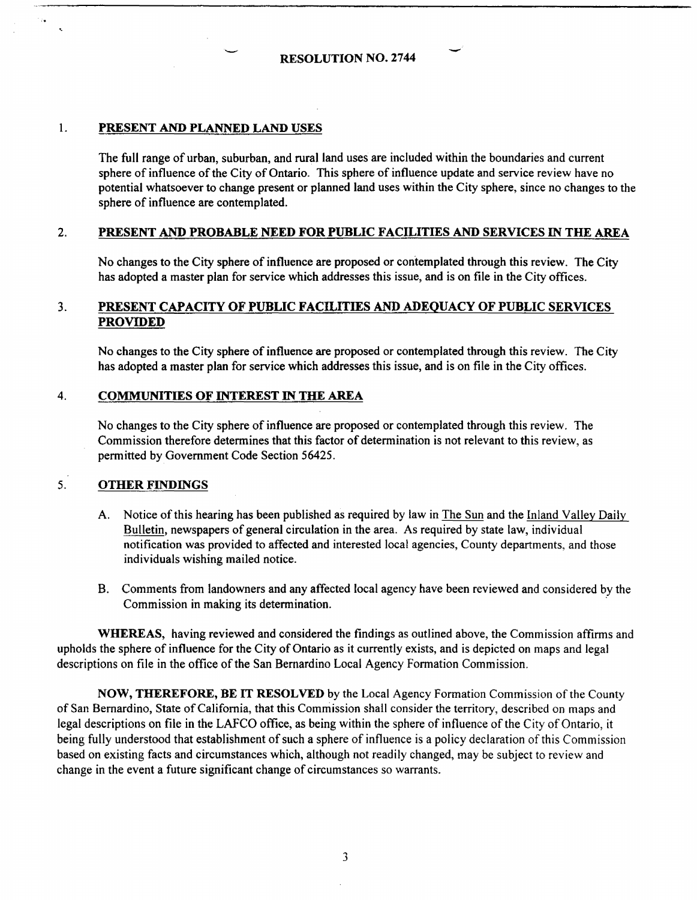# RESOLUTION NO. 2744

## 1. PRESENT AND PLANNED LAND USES

The full range of urban, suburban, and rural land uses are included within the boundaries and current sphere of influence of the City of Ontario. This sphere of influence update and service review have no potential whatsoever to change present or planned land uses within the City sphere, since no changes to the sphere of influence are contemplated.

## 2. PRESENT AND PROBABLE NEED FOR PUBLIC FACILITIES AND SERVICES IN THE AREA

No changes to the City sphere of influence are proposed or contemplated through this review. The City has adopted a master plan for service which addresses this issue, and is on file in the City offices.

## 3. PRESENT CAPACITY OF PUBLIC FACILITIES AND ADEQUACY OF PUBLIC SERVICES PROVIDED

No changes to the City sphere of influence are proposed or contemplated through this review. The City has adopted a master plan for service which addresses this issue, and is on file in the City offices.

## 4. COMMUNITIES OF INTEREST IN THE AREA

No changes to the City sphere of influence are proposed or contemplated through this review. The Commission therefore determines that this factor of determination is not relevant to this review, as permitted by Government Code Section 56425.

## 5. OTHER FINDINGS

A. Notice of this hearing has been published as required by law in The Sun and the Inland Valley Daily Bulletin, newspapers of general circulation in the area. As required by state law, individual notification was provided to affected and interested local agencies, County departments, and those individuals wishing mailed notice.

B. Comments from landowners and any affected local agency have been reviewed and considered by the Commission in making its determination.

**WHEREAS,** having reviewed and considered the findings as outlined above, the Commission affirms and upholds the sphere of influence for the City of Ontario as it currently exists, and is depicted on maps and legal descriptions on file in the office of the San Bernardino Local Agency Formation Commission.

**NOW, THEREFORE, BE IT RESOLVED** by the Local Agency Formation Commission of the County of San Bernardino, State of California, that this Commission shall consider the territory, described on maps and legal descriptions on file in the LAFCO office, as being within the sphere of influence of the City of Ontario, it being fully understood that establishment of such a sphere of influence is a policy declaration of this Commission based on existing facts and circumstances which, although not readily changed, may be subject to review and change in the event a future significant change of circumstances so warrants.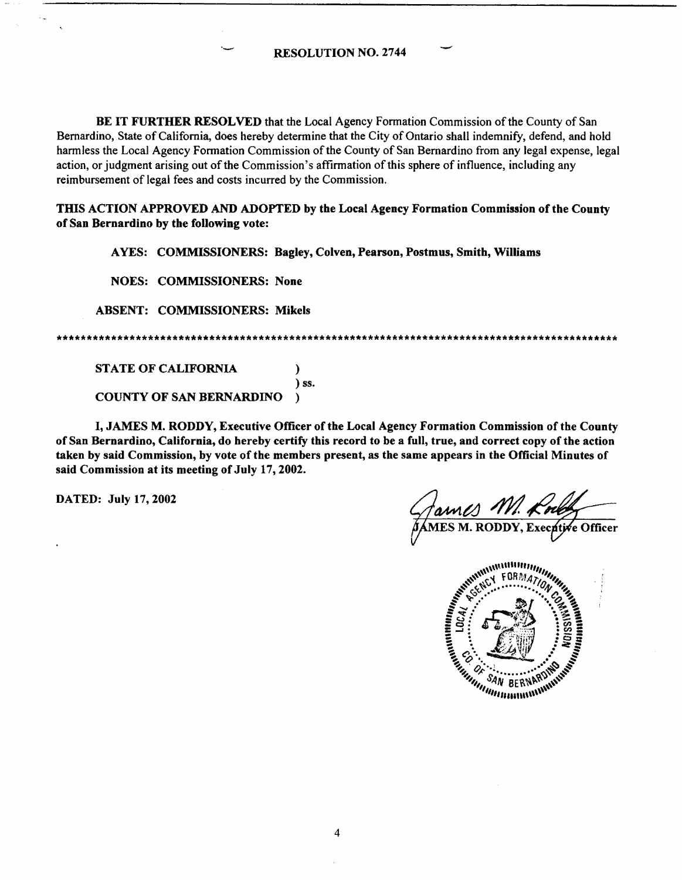**RESOLUTION NO. 2744**

**BE IT FURTHER RESOLVED** that the Local Agency Formation Commission of the County of San Bernardino, State of California, does hereby determine that the City of Ontario shall indemnify, defend, and hold harmless the Local Agency Formation Commission of the County of San Bernardino from any legal expense, legal action, or judgment arising out of the Commission's affirmation of this sphere of influence, including any reimbursement of legal fees and costs incurred by the Commission.

**THIS ACTION APPROVED AND ADOPTED by the Local Agency Formation Commission of the County of San Bernardino by the following vote:**

**AYES: COMMISSIONERS: Bagley, Colven, Pearson, Postmus, Smith, Williams**

**NOES: COMMISSIONERS: None**

**ABSENT: COMMISSIONERS: Mikels**

**************************************************************************************************

**STATE OF CALIFORNIA )**
**) ss.**
**COUNTY OF SAN BERNARDINO )**

**I, JAMES M. RODDY, Executive Officer of the Local Agency Formation Commission of the County of San Bernardino, California, do hereby certify this record to be a full, true, and correct copy of the action taken by said Commission, by vote of the members present, as the same appears in the Official Minutes of said Commission at its meeting of July 17, 2002.**

**DATED: July 17, 2002**

**JAMES M. RODDY, Executive Officer**